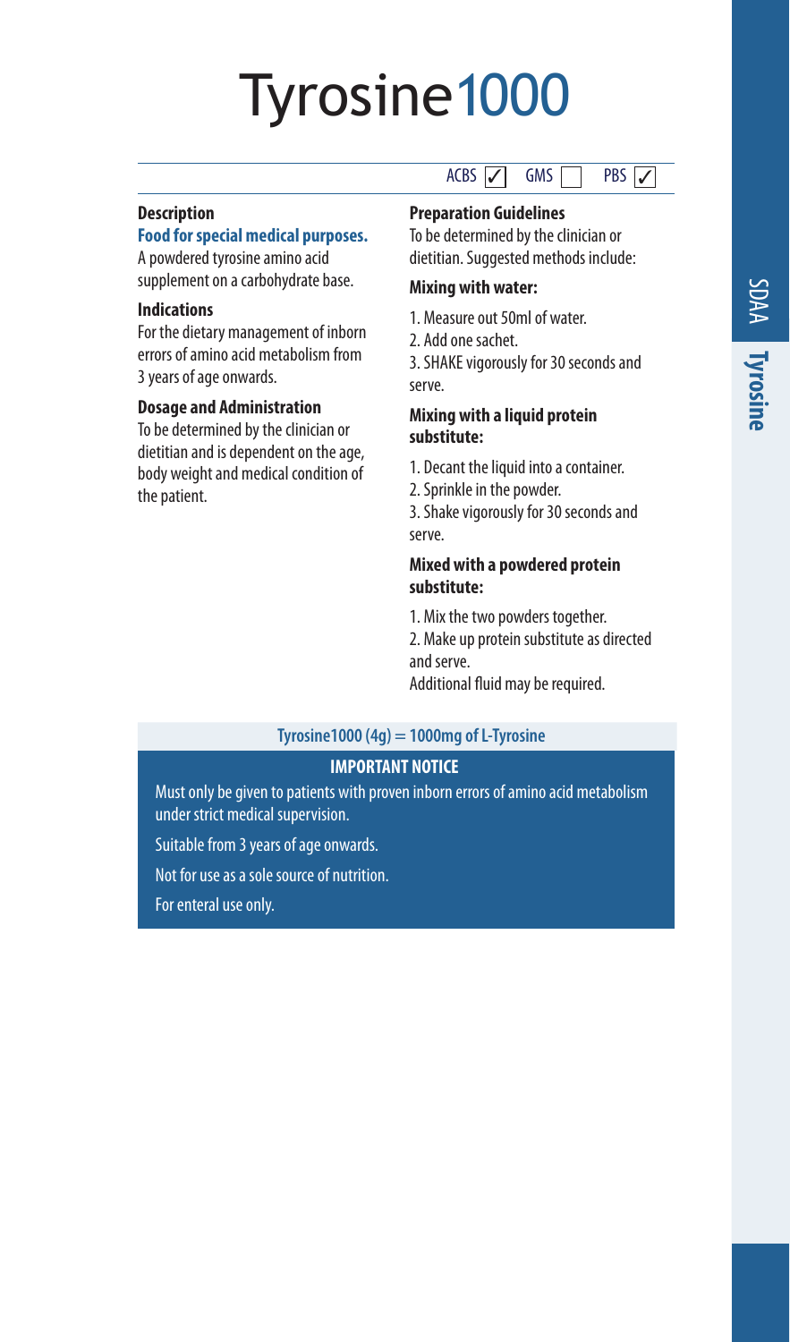# Tyrosine1000

ACBS ✓ GMS ☐ PBS ✓

### Description

**Food for special medical purposes.**

A powdered tyrosine amino acid supplement on a carbohydrate base.

### Indications

For the dietary management of inborn errors of amino acid metabolism from 3 years of age onwards.

### Dosage and Administration

To be determined by the clinician or dietitian and is dependent on the age, body weight and medical condition of the patient.

### Preparation Guidelines

To be determined by the clinician or dietitian. Suggested methods include:

**Mixing with water:**

1. Measure out 50ml of water.
2. Add one sachet.
3. SHAKE vigorously for 30 seconds and serve.

**Mixing with a liquid protein substitute:**

1. Decant the liquid into a container.
2. Sprinkle in the powder.
3. Shake vigorously for 30 seconds and serve.

**Mixed with a powdered protein substitute:**

1. Mix the two powders together.
2. Make up protein substitute as directed and serve.

Additional fluid may be required.

**Tyrosine1000 (4g) = 1000mg of L-Tyrosine**

**IMPORTANT NOTICE**

Must only be given to patients with proven inborn errors of amino acid metabolism under strict medical supervision.

Suitable from 3 years of age onwards.

Not for use as a sole source of nutrition.

For enteral use only.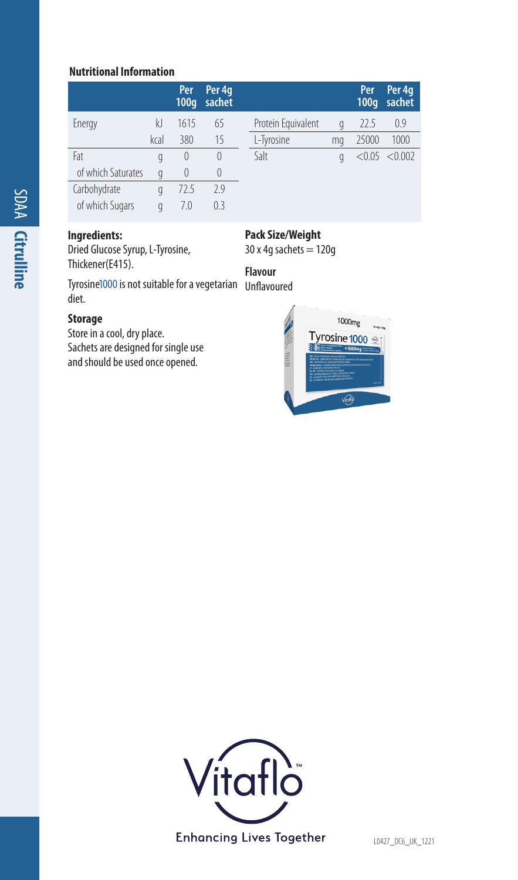**Nutritional Information**

| | | Per 100g | Per 4g sachet | | | Per 100g | Per 4g sachet |
|---|---|---|---|---|---|---|---|
| Energy | kJ | 1615 | 65 | Protein Equivalent | g | 22.5 | 0.9 |
| | kcal | 380 | 15 | L-Tyrosine | mg | 25000 | 1000 |
| Fat | g | 0 | 0 | Salt | g | <0.05 | <0.002 |
| of which Saturates | g | 0 | 0 | | | | |
| Carbohydrate | g | 72.5 | 2.9 | | | | |
| of which Sugars | g | 7.0 | 0.3 | | | | |

### Ingredients:

Dried Glucose Syrup, L-Tyrosine, Thickener(E415).

Tyrosine1000 is not suitable for a vegetarian diet.

### Storage

Store in a cool, dry place.
Sachets are designed for single use and should be used once opened.

### Pack Size/Weight

30 x 4g sachets = 120g

### Flavour

Unflavoured

Vitaflo™

Enhancing Lives Together

L0427_DC6_UK_1221